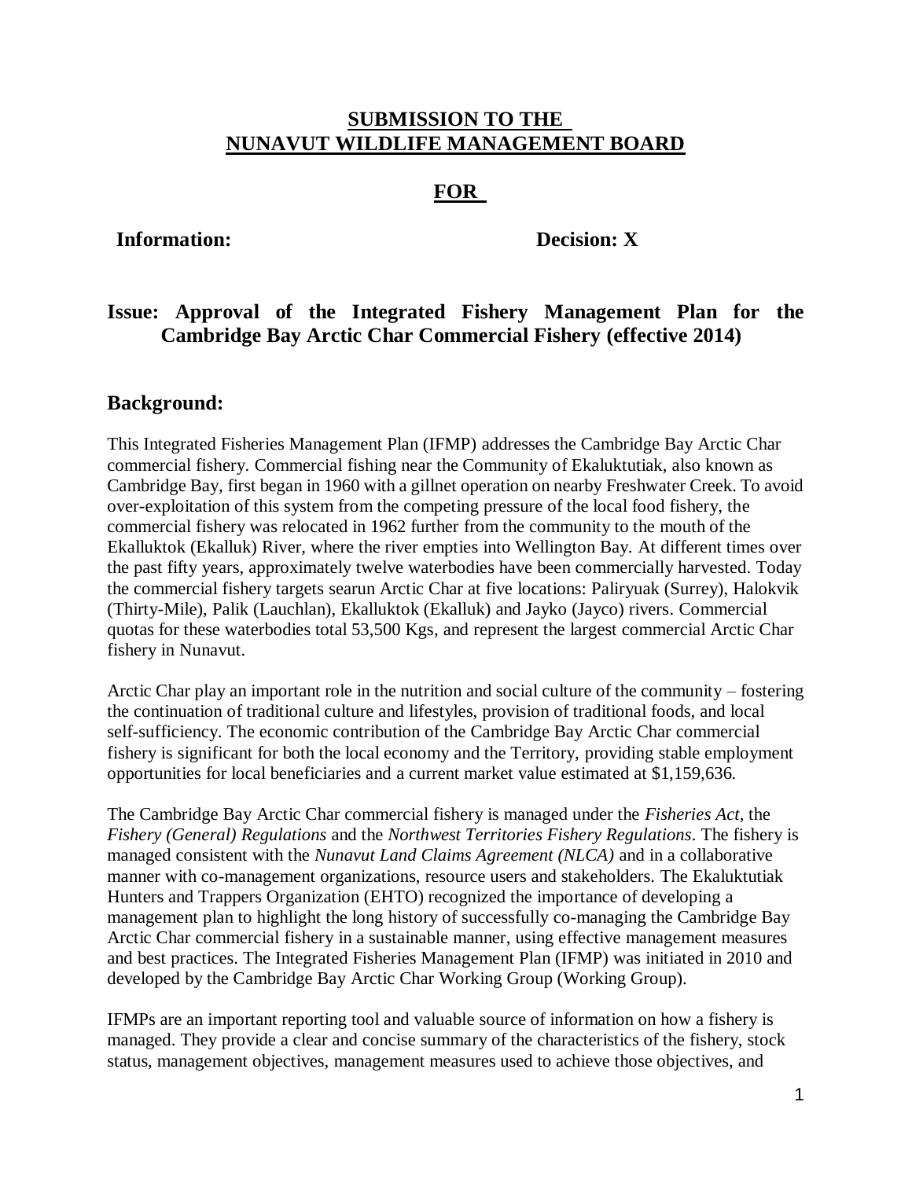# SUBMISSION TO THE NUNAVUT WILDLIFE MANAGEMENT BOARD

## FOR

**Information:** **Decision: X**

## Issue: Approval of the Integrated Fishery Management Plan for the Cambridge Bay Arctic Char Commercial Fishery (effective 2014)

## Background:

This Integrated Fisheries Management Plan (IFMP) addresses the Cambridge Bay Arctic Char commercial fishery. Commercial fishing near the Community of Ekaluktutiak, also known as Cambridge Bay, first began in 1960 with a gillnet operation on nearby Freshwater Creek. To avoid over-exploitation of this system from the competing pressure of the local food fishery, the commercial fishery was relocated in 1962 further from the community to the mouth of the Ekalluktok (Ekalluk) River, where the river empties into Wellington Bay. At different times over the past fifty years, approximately twelve waterbodies have been commercially harvested. Today the commercial fishery targets searun Arctic Char at five locations: Paliryuak (Surrey), Halokvik (Thirty-Mile), Palik (Lauchlan), Ekalluktok (Ekalluk) and Jayko (Jayco) rivers. Commercial quotas for these waterbodies total 53,500 Kgs, and represent the largest commercial Arctic Char fishery in Nunavut.

Arctic Char play an important role in the nutrition and social culture of the community – fostering the continuation of traditional culture and lifestyles, provision of traditional foods, and local self-sufficiency. The economic contribution of the Cambridge Bay Arctic Char commercial fishery is significant for both the local economy and the Territory, providing stable employment opportunities for local beneficiaries and a current market value estimated at $1,159,636.

The Cambridge Bay Arctic Char commercial fishery is managed under the *Fisheries Act*, the *Fishery (General) Regulations* and the *Northwest Territories Fishery Regulations*. The fishery is managed consistent with the *Nunavut Land Claims Agreement (NLCA)* and in a collaborative manner with co-management organizations, resource users and stakeholders. The Ekaluktutiak Hunters and Trappers Organization (EHTO) recognized the importance of developing a management plan to highlight the long history of successfully co-managing the Cambridge Bay Arctic Char commercial fishery in a sustainable manner, using effective management measures and best practices. The Integrated Fisheries Management Plan (IFMP) was initiated in 2010 and developed by the Cambridge Bay Arctic Char Working Group (Working Group).

IFMPs are an important reporting tool and valuable source of information on how a fishery is managed. They provide a clear and concise summary of the characteristics of the fishery, stock status, management objectives, management measures used to achieve those objectives, and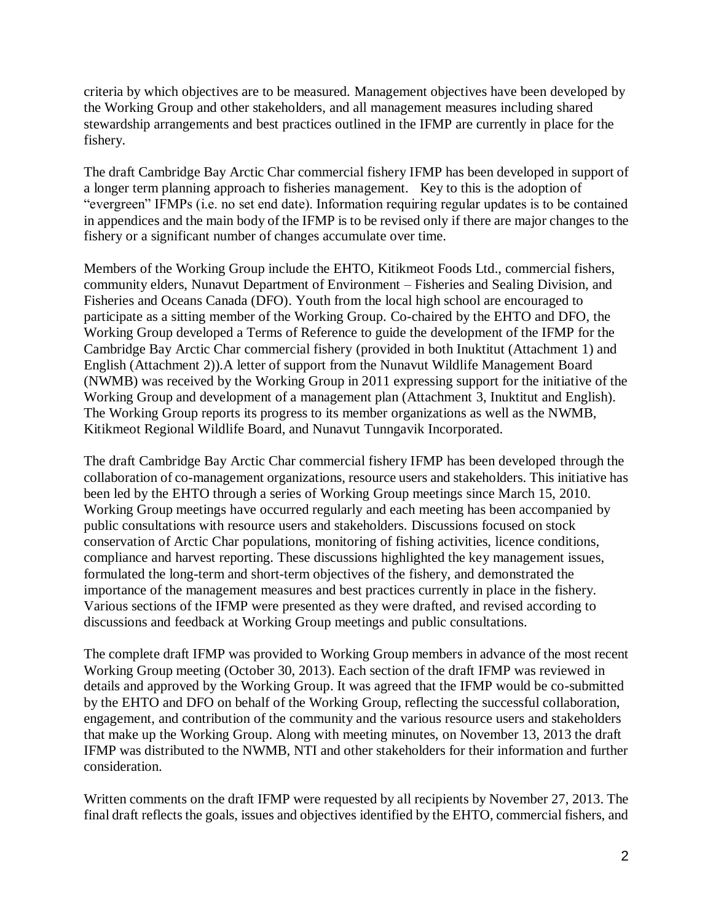criteria by which objectives are to be measured. Management objectives have been developed by the Working Group and other stakeholders, and all management measures including shared stewardship arrangements and best practices outlined in the IFMP are currently in place for the fishery.

The draft Cambridge Bay Arctic Char commercial fishery IFMP has been developed in support of a longer term planning approach to fisheries management. Key to this is the adoption of "evergreen" IFMPs (i.e. no set end date). Information requiring regular updates is to be contained in appendices and the main body of the IFMP is to be revised only if there are major changes to the fishery or a significant number of changes accumulate over time.

Members of the Working Group include the EHTO, Kitikmeot Foods Ltd., commercial fishers, community elders, Nunavut Department of Environment – Fisheries and Sealing Division, and Fisheries and Oceans Canada (DFO). Youth from the local high school are encouraged to participate as a sitting member of the Working Group. Co-chaired by the EHTO and DFO, the Working Group developed a Terms of Reference to guide the development of the IFMP for the Cambridge Bay Arctic Char commercial fishery (provided in both Inuktitut (Attachment 1) and English (Attachment 2)).A letter of support from the Nunavut Wildlife Management Board (NWMB) was received by the Working Group in 2011 expressing support for the initiative of the Working Group and development of a management plan (Attachment 3, Inuktitut and English). The Working Group reports its progress to its member organizations as well as the NWMB, Kitikmeot Regional Wildlife Board, and Nunavut Tunngavik Incorporated.

The draft Cambridge Bay Arctic Char commercial fishery IFMP has been developed through the collaboration of co-management organizations, resource users and stakeholders. This initiative has been led by the EHTO through a series of Working Group meetings since March 15, 2010. Working Group meetings have occurred regularly and each meeting has been accompanied by public consultations with resource users and stakeholders. Discussions focused on stock conservation of Arctic Char populations, monitoring of fishing activities, licence conditions, compliance and harvest reporting. These discussions highlighted the key management issues, formulated the long-term and short-term objectives of the fishery, and demonstrated the importance of the management measures and best practices currently in place in the fishery. Various sections of the IFMP were presented as they were drafted, and revised according to discussions and feedback at Working Group meetings and public consultations.

The complete draft IFMP was provided to Working Group members in advance of the most recent Working Group meeting (October 30, 2013). Each section of the draft IFMP was reviewed in details and approved by the Working Group. It was agreed that the IFMP would be co-submitted by the EHTO and DFO on behalf of the Working Group, reflecting the successful collaboration, engagement, and contribution of the community and the various resource users and stakeholders that make up the Working Group. Along with meeting minutes, on November 13, 2013 the draft IFMP was distributed to the NWMB, NTI and other stakeholders for their information and further consideration.

Written comments on the draft IFMP were requested by all recipients by November 27, 2013. The final draft reflects the goals, issues and objectives identified by the EHTO, commercial fishers, and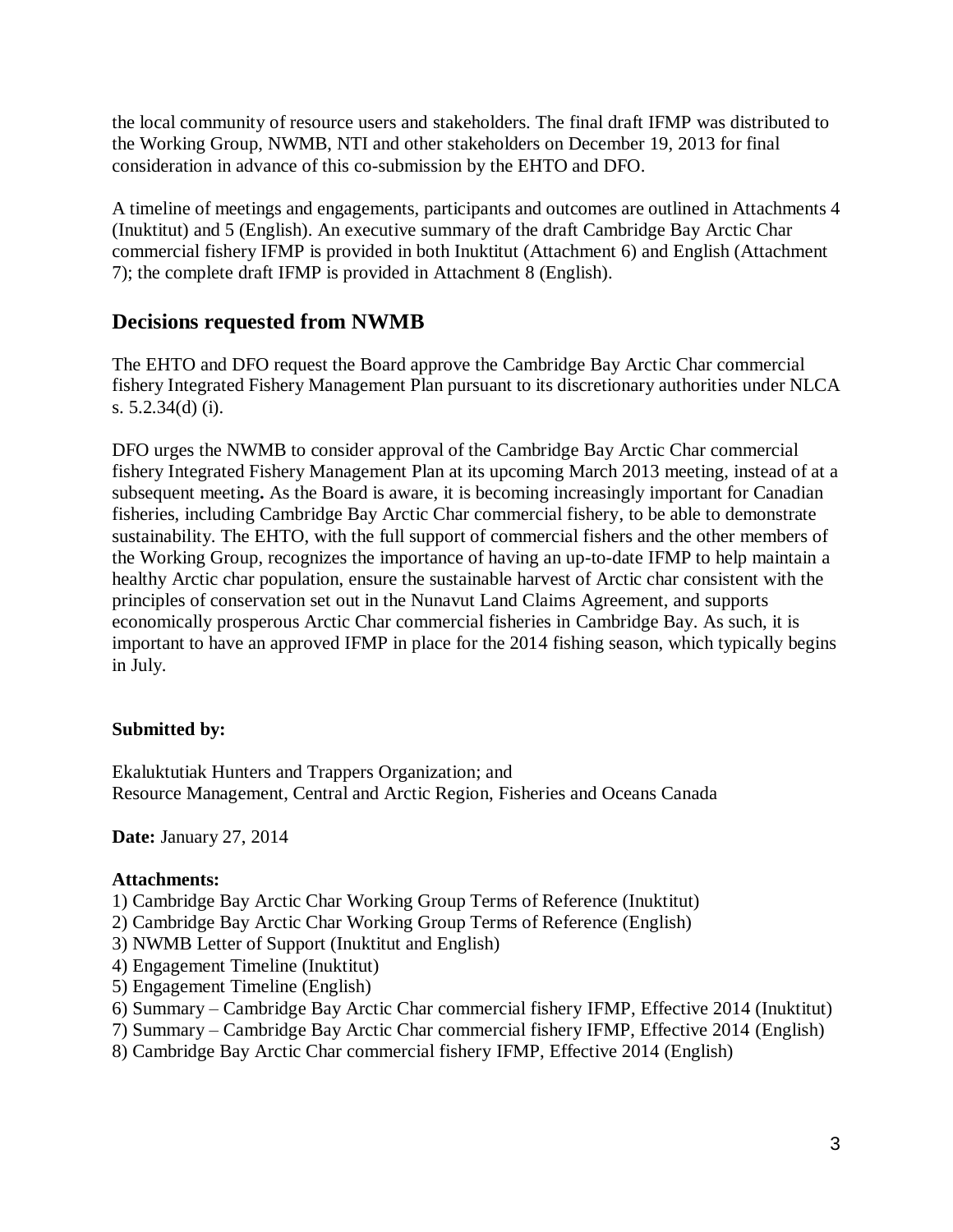the local community of resource users and stakeholders. The final draft IFMP was distributed to the Working Group, NWMB, NTI and other stakeholders on December 19, 2013 for final consideration in advance of this co-submission by the EHTO and DFO.

A timeline of meetings and engagements, participants and outcomes are outlined in Attachments 4 (Inuktitut) and 5 (English). An executive summary of the draft Cambridge Bay Arctic Char commercial fishery IFMP is provided in both Inuktitut (Attachment 6) and English (Attachment 7); the complete draft IFMP is provided in Attachment 8 (English).

## Decisions requested from NWMB

The EHTO and DFO request the Board approve the Cambridge Bay Arctic Char commercial fishery Integrated Fishery Management Plan pursuant to its discretionary authorities under NLCA s. 5.2.34(d) (i).

DFO urges the NWMB to consider approval of the Cambridge Bay Arctic Char commercial fishery Integrated Fishery Management Plan at its upcoming March 2013 meeting, instead of at a subsequent meeting**.** As the Board is aware, it is becoming increasingly important for Canadian fisheries, including Cambridge Bay Arctic Char commercial fishery, to be able to demonstrate sustainability. The EHTO, with the full support of commercial fishers and the other members of the Working Group, recognizes the importance of having an up-to-date IFMP to help maintain a healthy Arctic char population, ensure the sustainable harvest of Arctic char consistent with the principles of conservation set out in the Nunavut Land Claims Agreement, and supports economically prosperous Arctic Char commercial fisheries in Cambridge Bay. As such, it is important to have an approved IFMP in place for the 2014 fishing season, which typically begins in July.

**Submitted by:**

Ekaluktutiak Hunters and Trappers Organization; and
Resource Management, Central and Arctic Region, Fisheries and Oceans Canada

**Date:** January 27, 2014

**Attachments:**

1) Cambridge Bay Arctic Char Working Group Terms of Reference (Inuktitut)
2) Cambridge Bay Arctic Char Working Group Terms of Reference (English)
3) NWMB Letter of Support (Inuktitut and English)
4) Engagement Timeline (Inuktitut)
5) Engagement Timeline (English)
6) Summary – Cambridge Bay Arctic Char commercial fishery IFMP, Effective 2014 (Inuktitut)
7) Summary – Cambridge Bay Arctic Char commercial fishery IFMP, Effective 2014 (English)
8) Cambridge Bay Arctic Char commercial fishery IFMP, Effective 2014 (English)